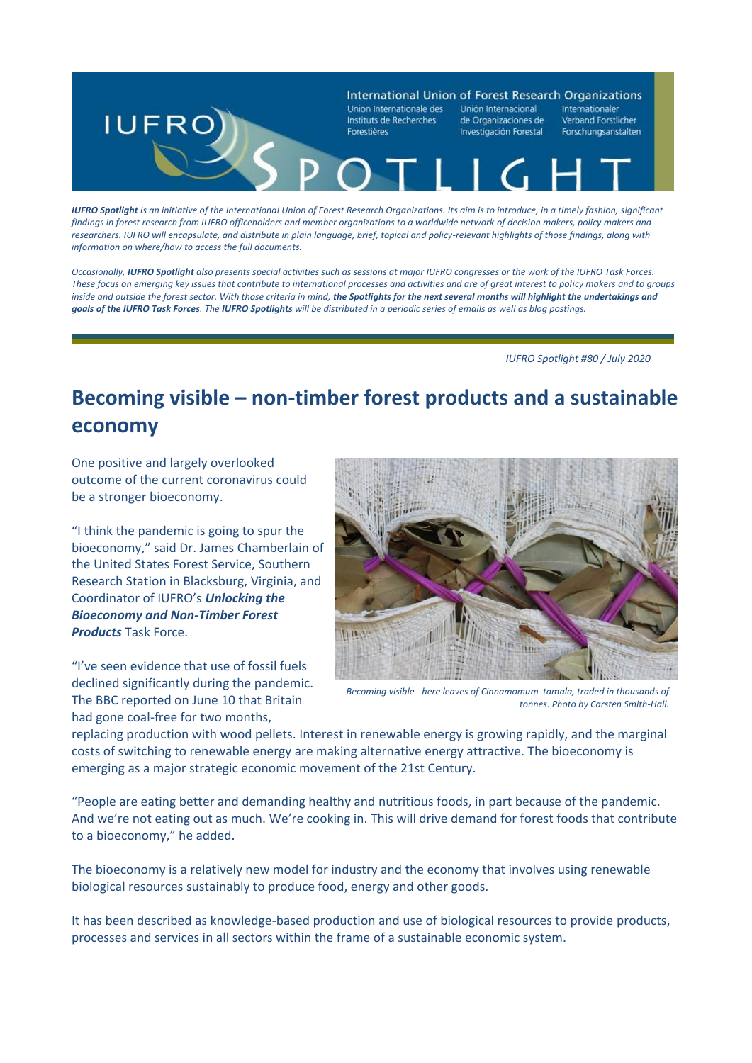International Union of Forest Research Organizations

Union Internationale des Instituts de Recherches Forestières | Unión Internacional de Organizaciones de Investigación Forestal | Internationaler Verband Forstlicher Forschungsanstalten

# IUFRO SPOTLIGHT

***IUFRO Spotlight*** *is an initiative of the International Union of Forest Research Organizations. Its aim is to introduce, in a timely fashion, significant findings in forest research from IUFRO officeholders and member organizations to a worldwide network of decision makers, policy makers and researchers. IUFRO will encapsulate, and distribute in plain language, brief, topical and policy-relevant highlights of those findings, along with information on where/how to access the full documents.*

*Occasionally,* ***IUFRO Spotlight*** *also presents special activities such as sessions at major IUFRO congresses or the work of the IUFRO Task Forces. These focus on emerging key issues that contribute to international processes and activities and are of great interest to policy makers and to groups inside and outside the forest sector. With those criteria in mind,* ***the Spotlights for the next several months will highlight the undertakings and goals of the IUFRO Task Forces****. The* ***IUFRO Spotlights*** *will be distributed in a periodic series of emails as well as blog postings.*

*IUFRO Spotlight #80 / July 2020*

## Becoming visible – non-timber forest products and a sustainable economy

One positive and largely overlooked outcome of the current coronavirus could be a stronger bioeconomy.

"I think the pandemic is going to spur the bioeconomy," said Dr. James Chamberlain of the United States Forest Service, Southern Research Station in Blacksburg, Virginia, and Coordinator of IUFRO's ***Unlocking the Bioeconomy and Non-Timber Forest Products*** Task Force.

*Becoming visible - here leaves of Cinnamomum tamala, traded in thousands of tonnes. Photo by Carsten Smith-Hall.*

"I've seen evidence that use of fossil fuels declined significantly during the pandemic. The BBC reported on June 10 that Britain had gone coal-free for two months, replacing production with wood pellets. Interest in renewable energy is growing rapidly, and the marginal costs of switching to renewable energy are making alternative energy attractive. The bioeconomy is emerging as a major strategic economic movement of the 21st Century.

"People are eating better and demanding healthy and nutritious foods, in part because of the pandemic. And we're not eating out as much. We're cooking in. This will drive demand for forest foods that contribute to a bioeconomy," he added.

The bioeconomy is a relatively new model for industry and the economy that involves using renewable biological resources sustainably to produce food, energy and other goods.

It has been described as knowledge-based production and use of biological resources to provide products, processes and services in all sectors within the frame of a sustainable economic system.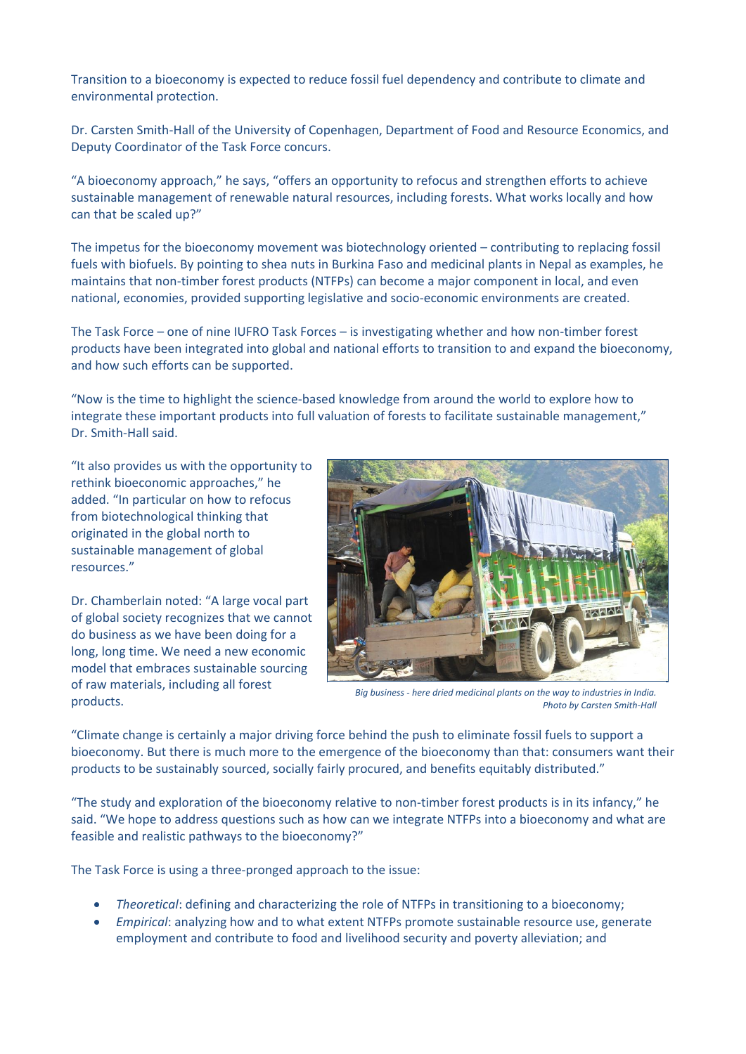Transition to a bioeconomy is expected to reduce fossil fuel dependency and contribute to climate and environmental protection.

Dr. Carsten Smith-Hall of the University of Copenhagen, Department of Food and Resource Economics, and Deputy Coordinator of the Task Force concurs.

"A bioeconomy approach," he says, "offers an opportunity to refocus and strengthen efforts to achieve sustainable management of renewable natural resources, including forests. What works locally and how can that be scaled up?"

The impetus for the bioeconomy movement was biotechnology oriented – contributing to replacing fossil fuels with biofuels. By pointing to shea nuts in Burkina Faso and medicinal plants in Nepal as examples, he maintains that non-timber forest products (NTFPs) can become a major component in local, and even national, economies, provided supporting legislative and socio-economic environments are created.

The Task Force – one of nine IUFRO Task Forces – is investigating whether and how non-timber forest products have been integrated into global and national efforts to transition to and expand the bioeconomy, and how such efforts can be supported.

"Now is the time to highlight the science-based knowledge from around the world to explore how to integrate these important products into full valuation of forests to facilitate sustainable management," Dr. Smith-Hall said.

"It also provides us with the opportunity to rethink bioeconomic approaches," he added. "In particular on how to refocus from biotechnological thinking that originated in the global north to sustainable management of global resources."

Dr. Chamberlain noted: "A large vocal part of global society recognizes that we cannot do business as we have been doing for a long, long time. We need a new economic model that embraces sustainable sourcing of raw materials, including all forest products.

*Big business - here dried medicinal plants on the way to industries in India. Photo by Carsten Smith-Hall*

"Climate change is certainly a major driving force behind the push to eliminate fossil fuels to support a bioeconomy. But there is much more to the emergence of the bioeconomy than that: consumers want their products to be sustainably sourced, socially fairly procured, and benefits equitably distributed."

"The study and exploration of the bioeconomy relative to non-timber forest products is in its infancy," he said. "We hope to address questions such as how can we integrate NTFPs into a bioeconomy and what are feasible and realistic pathways to the bioeconomy?"

The Task Force is using a three-pronged approach to the issue:

- *Theoretical*: defining and characterizing the role of NTFPs in transitioning to a bioeconomy;
- *Empirical*: analyzing how and to what extent NTFPs promote sustainable resource use, generate employment and contribute to food and livelihood security and poverty alleviation; and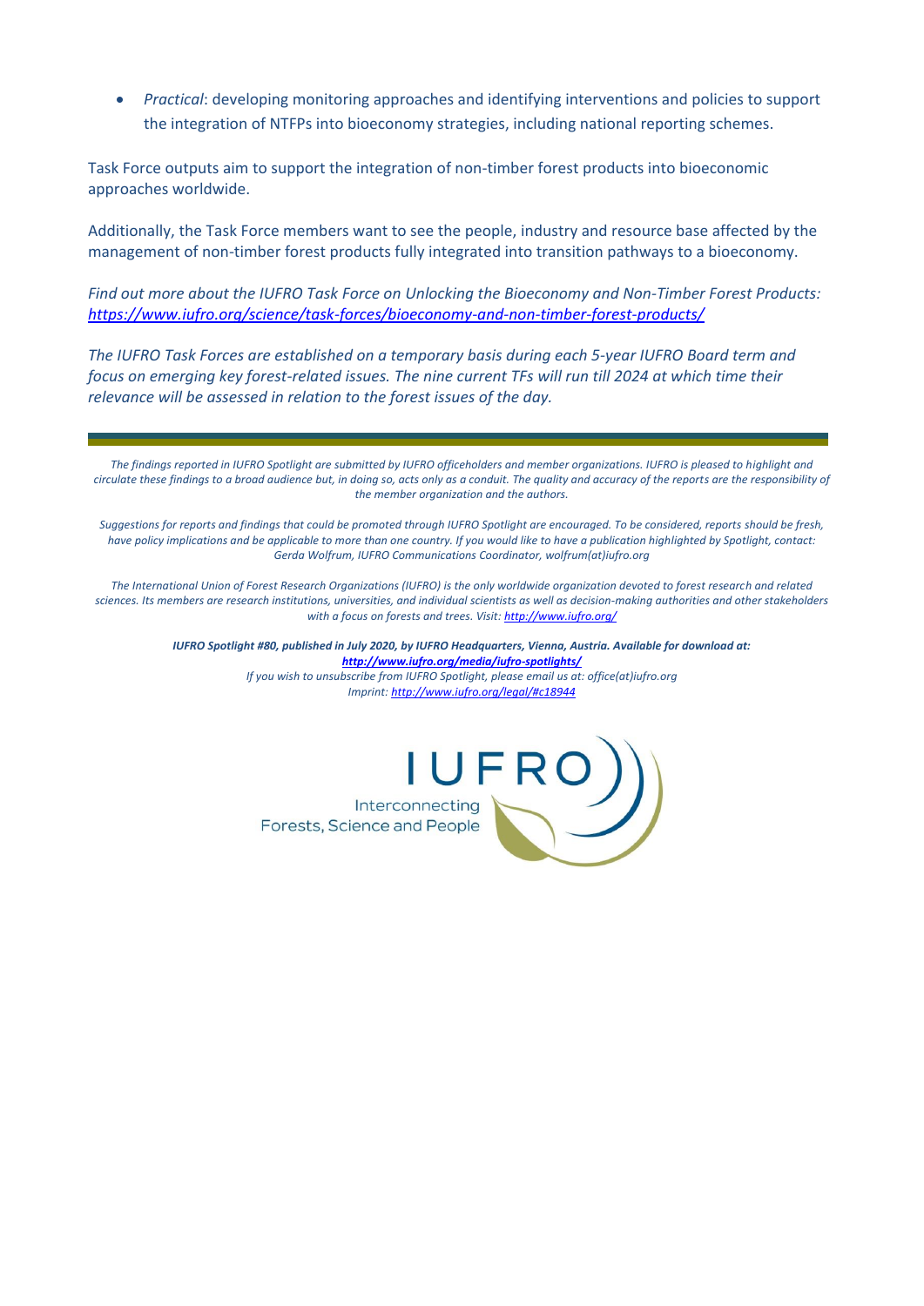- *Practical*: developing monitoring approaches and identifying interventions and policies to support the integration of NTFPs into bioeconomy strategies, including national reporting schemes.

Task Force outputs aim to support the integration of non-timber forest products into bioeconomic approaches worldwide.

Additionally, the Task Force members want to see the people, industry and resource base affected by the management of non-timber forest products fully integrated into transition pathways to a bioeconomy.

*Find out more about the IUFRO Task Force on Unlocking the Bioeconomy and Non-Timber Forest Products: [https://www.iufro.org/science/task-forces/bioeconomy-and-non-timber-forest-products/](https://www.iufro.org/science/task-forces/bioeconomy-and-non-timber-forest-products/)*

*The IUFRO Task Forces are established on a temporary basis during each 5-year IUFRO Board term and focus on emerging key forest-related issues. The nine current TFs will run till 2024 at which time their relevance will be assessed in relation to the forest issues of the day.*

---

*The findings reported in IUFRO Spotlight are submitted by IUFRO officeholders and member organizations. IUFRO is pleased to highlight and circulate these findings to a broad audience but, in doing so, acts only as a conduit. The quality and accuracy of the reports are the responsibility of the member organization and the authors.*

*Suggestions for reports and findings that could be promoted through IUFRO Spotlight are encouraged. To be considered, reports should be fresh, have policy implications and be applicable to more than one country. If you would like to have a publication highlighted by Spotlight, contact: Gerda Wolfrum, IUFRO Communications Coordinator, wolfrum(at)iufro.org*

*The International Union of Forest Research Organizations (IUFRO) is the only worldwide organization devoted to forest research and related sciences. Its members are research institutions, universities, and individual scientists as well as decision-making authorities and other stakeholders with a focus on forests and trees. Visit: [http://www.iufro.org/](http://www.iufro.org/)*

***IUFRO Spotlight #80, published in July 2020, by IUFRO Headquarters, Vienna, Austria. Available for download at: [http://www.iufro.org/media/iufro-spotlights/](http://www.iufro.org/media/iufro-spotlights/)***

*If you wish to unsubscribe from IUFRO Spotlight, please email us at: office(at)iufro.org*

*Imprint: [http://www.iufro.org/legal/#c18944](http://www.iufro.org/legal/#c18944)*

IUFRO

Interconnecting Forests, Science and People